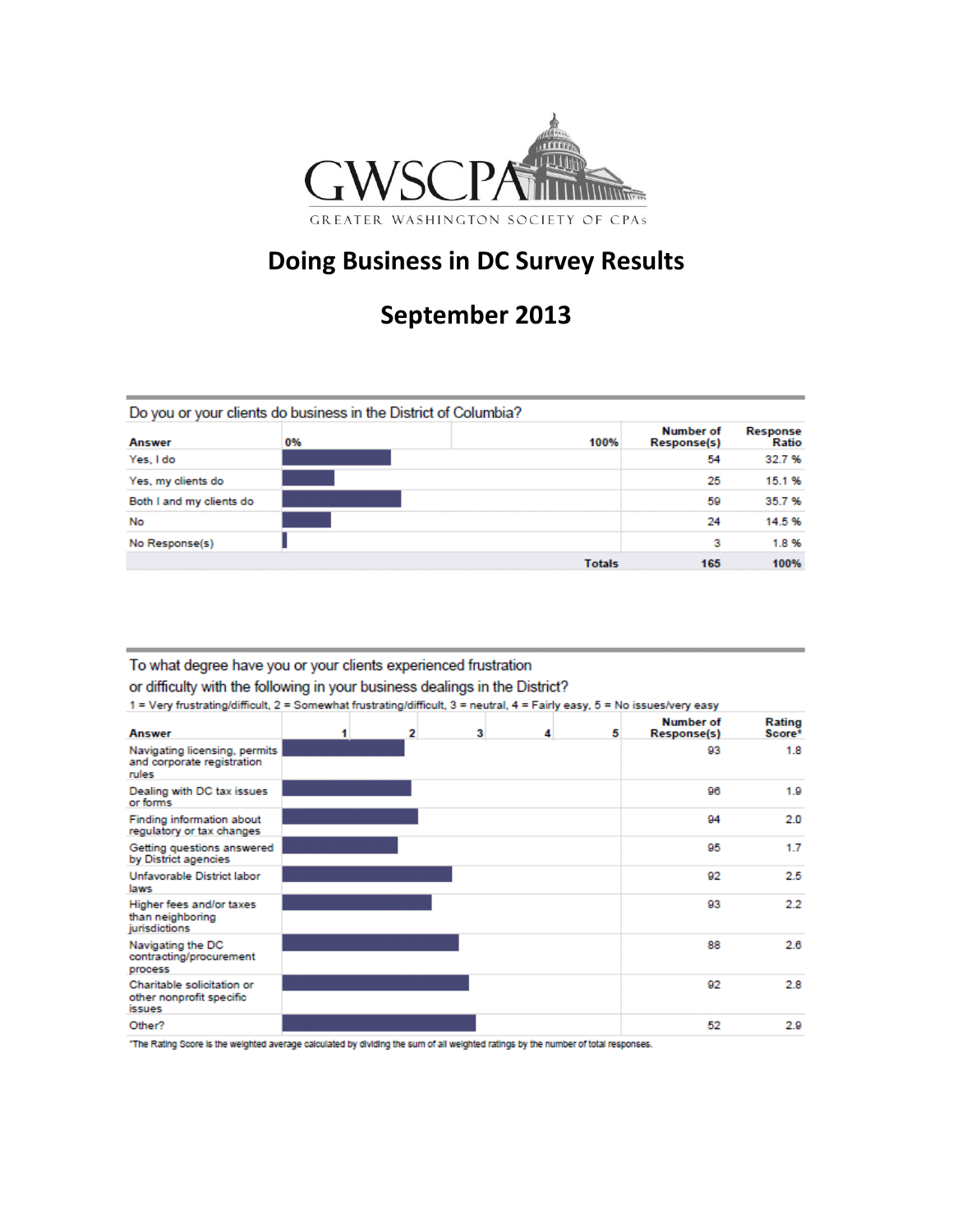GWSCPA

GREATER WASHINGTON SOCIETY OF CPAs

# Doing Business in DC Survey Results

## September 2013

Do you or your clients do business in the District of Columbia?

| Answer | Number of Response(s) | Response Ratio |
|---|---|---|
| Yes, I do | 54 | 32.7 % |
| Yes, my clients do | 25 | 15.1 % |
| Both I and my clients do | 59 | 35.7 % |
| No | 24 | 14.5 % |
| No Response(s) | 3 | 1.8 % |
| Totals | 165 | 100% |

To what degree have you or your clients experienced frustration or difficulty with the following in your business dealings in the District?

1 = Very frustrating/difficult, 2 = Somewhat frustrating/difficult, 3 = neutral, 4 = Fairly easy, 5 = No issues/very easy

| Answer | Number of Response(s) | Rating Score* |
|---|---|---|
| Navigating licensing, permits and corporate registration rules | 93 | 1.8 |
| Dealing with DC tax issues or forms | 96 | 1.9 |
| Finding information about regulatory or tax changes | 94 | 2.0 |
| Getting questions answered by District agencies | 95 | 1.7 |
| Unfavorable District labor laws | 92 | 2.5 |
| Higher fees and/or taxes than neighboring jurisdictions | 93 | 2.2 |
| Navigating the DC contracting/procurement process | 88 | 2.6 |
| Charitable solicitation or other nonprofit specific issues | 92 | 2.8 |
| Other? | 52 | 2.9 |

*The Rating Score is the weighted average calculated by dividing the sum of all weighted ratings by the number of total responses.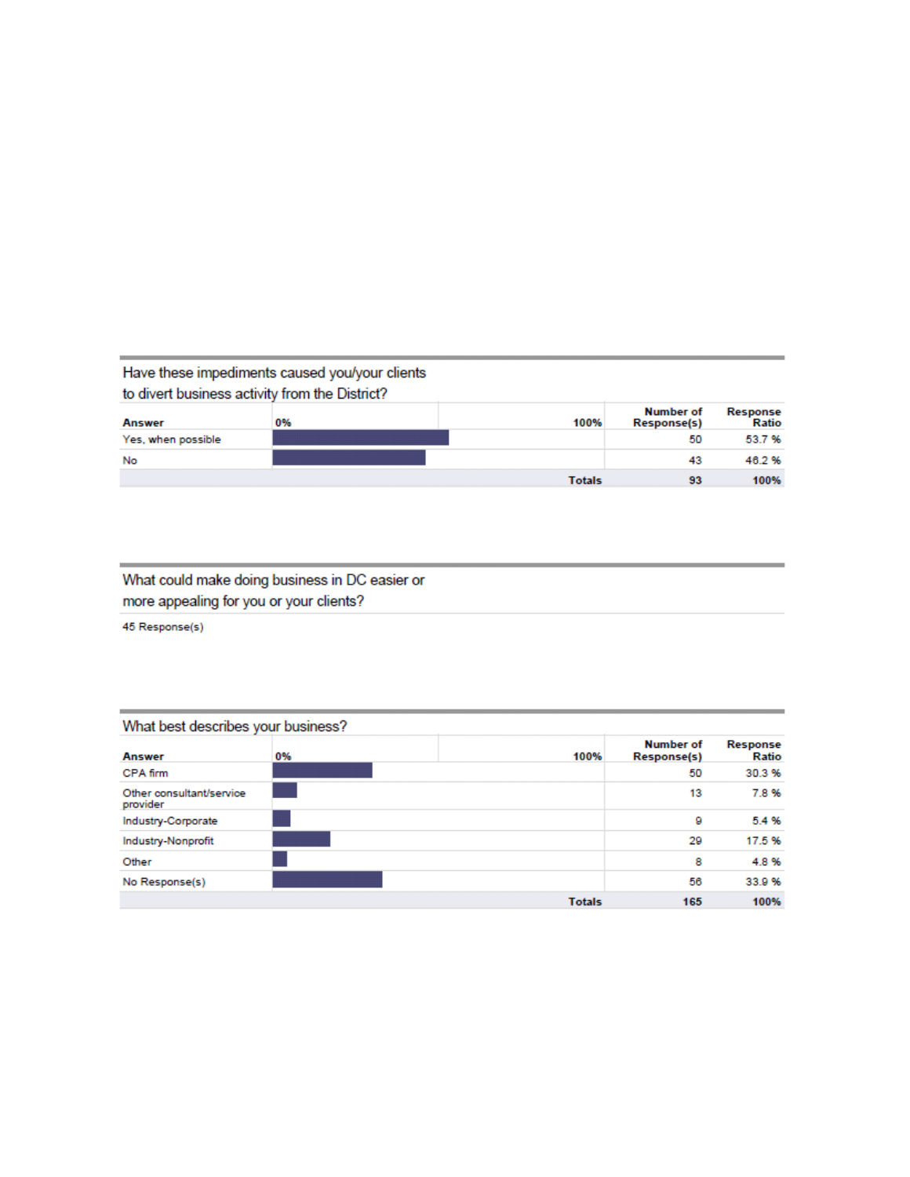### Have these impediments caused you/your clients to divert business activity from the District?

| Answer | Number of Response(s) | Response Ratio |
|---|---|---|
| Yes, when possible | 50 | 53.7 % |
| No | 43 | 46.2 % |
| **Totals** | **93** | **100%** |

### What could make doing business in DC easier or more appealing for you or your clients?

45 Response(s)

### What best describes your business?

| Answer | Number of Response(s) | Response Ratio |
|---|---|---|
| CPA firm | 50 | 30.3 % |
| Other consultant/service provider | 13 | 7.8 % |
| Industry-Corporate | 9 | 5.4 % |
| Industry-Nonprofit | 29 | 17.5 % |
| Other | 8 | 4.8 % |
| No Response(s) | 56 | 33.9 % |
| **Totals** | **165** | **100%** |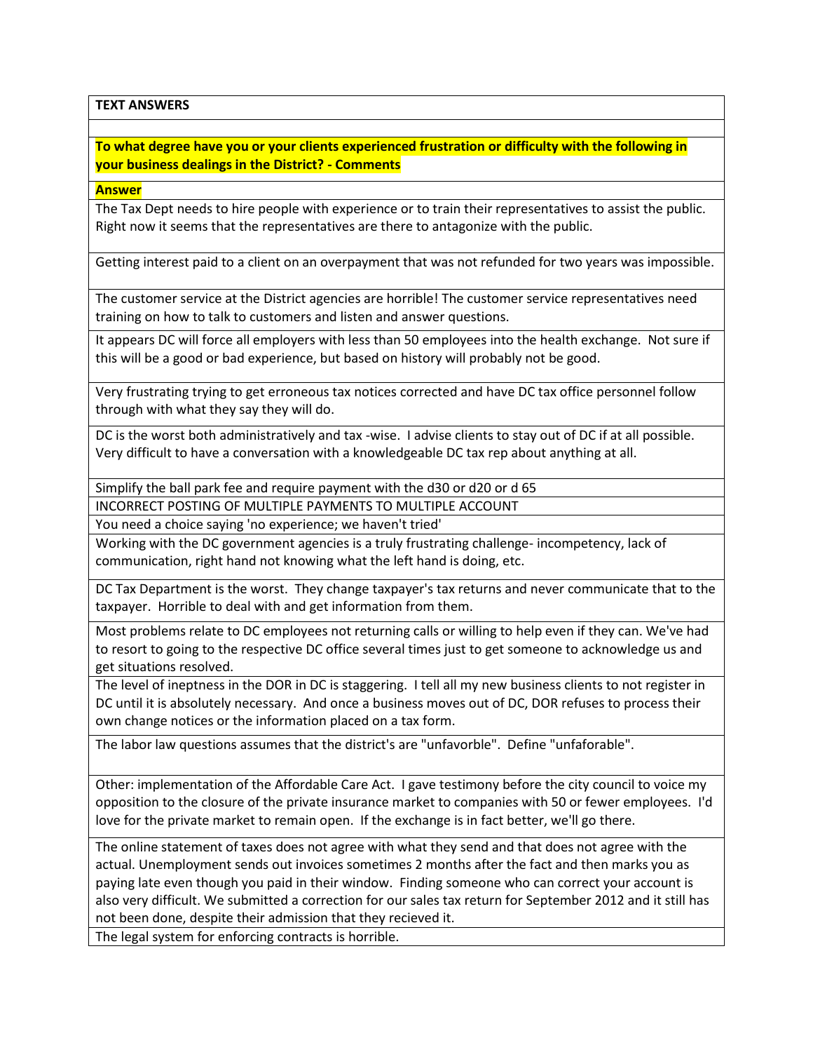**TEXT ANSWERS**

**To what degree have you or your clients experienced frustration or difficulty with the following in your business dealings in the District? - Comments**

| **Answer** |
| --- |
| The Tax Dept needs to hire people with experience or to train their representatives to assist the public. Right now it seems that the representatives are there to antagonize with the public. |
| Getting interest paid to a client on an overpayment that was not refunded for two years was impossible. |
| The customer service at the District agencies are horrible! The customer service representatives need training on how to talk to customers and listen and answer questions. |
| It appears DC will force all employers with less than 50 employees into the health exchange. Not sure if this will be a good or bad experience, but based on history will probably not be good. |
| Very frustrating trying to get erroneous tax notices corrected and have DC tax office personnel follow through with what they say they will do. |
| DC is the worst both administratively and tax -wise. I advise clients to stay out of DC if at all possible. Very difficult to have a conversation with a knowledgeable DC tax rep about anything at all. |
| Simplify the ball park fee and require payment with the d30 or d20 or d 65 |
| INCORRECT POSTING OF MULTIPLE PAYMENTS TO MULTIPLE ACCOUNT |
| You need a choice saying 'no experience; we haven't tried' |
| Working with the DC government agencies is a truly frustrating challenge- incompetency, lack of communication, right hand not knowing what the left hand is doing, etc. |
| DC Tax Department is the worst. They change taxpayer's tax returns and never communicate that to the taxpayer. Horrible to deal with and get information from them. |
| Most problems relate to DC employees not returning calls or willing to help even if they can. We've had to resort to going to the respective DC office several times just to get someone to acknowledge us and get situations resolved. |
| The level of ineptness in the DOR in DC is staggering. I tell all my new business clients to not register in DC until it is absolutely necessary. And once a business moves out of DC, DOR refuses to process their own change notices or the information placed on a tax form. |
| The labor law questions assumes that the district's are "unfavorble". Define "unfaforable". |
| Other: implementation of the Affordable Care Act. I gave testimony before the city council to voice my opposition to the closure of the private insurance market to companies with 50 or fewer employees. I'd love for the private market to remain open. If the exchange is in fact better, we'll go there. |
| The online statement of taxes does not agree with what they send and that does not agree with the actual. Unemployment sends out invoices sometimes 2 months after the fact and then marks you as paying late even though you paid in their window. Finding someone who can correct your account is also very difficult. We submitted a correction for our sales tax return for September 2012 and it still has not been done, despite their admission that they recieved it. |
| The legal system for enforcing contracts is horrible. |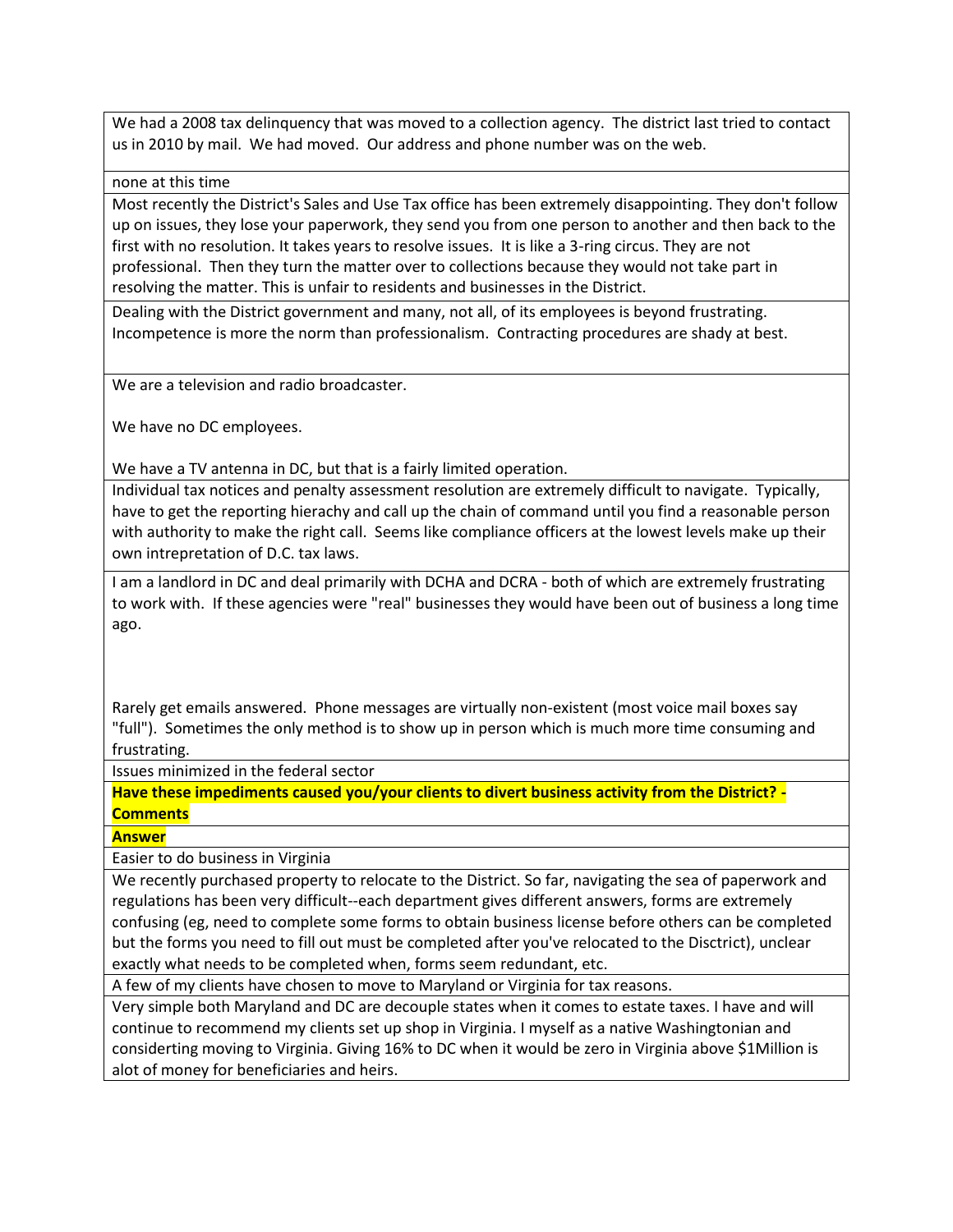| |
|---|
| We had a 2008 tax delinquency that was moved to a collection agency. The district last tried to contact us in 2010 by mail. We had moved. Our address and phone number was on the web. |
| none at this time |
| Most recently the District's Sales and Use Tax office has been extremely disappointing. They don't follow up on issues, they lose your paperwork, they send you from one person to another and then back to the first with no resolution. It takes years to resolve issues. It is like a 3-ring circus. They are not professional. Then they turn the matter over to collections because they would not take part in resolving the matter. This is unfair to residents and businesses in the District. |
| Dealing with the District government and many, not all, of its employees is beyond frustrating. Incompetence is more the norm than professionalism. Contracting procedures are shady at best. |
| We are a television and radio broadcaster.<br><br>We have no DC employees.<br><br>We have a TV antenna in DC, but that is a fairly limited operation. |
| Individual tax notices and penalty assessment resolution are extremely difficult to navigate. Typically, have to get the reporting hierachy and call up the chain of command until you find a reasonable person with authority to make the right call. Seems like compliance officers at the lowest levels make up their own intrepretation of D.C. tax laws. |
| I am a landlord in DC and deal primarily with DCHA and DCRA - both of which are extremely frustrating to work with. If these agencies were "real" businesses they would have been out of business a long time ago.<br><br><br><br>Rarely get emails answered. Phone messages are virtually non-existent (most voice mail boxes say "full"). Sometimes the only method is to show up in person which is much more time consuming and frustrating. |
| Issues minimized in the federal sector |
| **Have these impediments caused you/your clients to divert business activity from the District? - Comments** |
| **Answer** |
| Easier to do business in Virginia |
| We recently purchased property to relocate to the District. So far, navigating the sea of paperwork and regulations has been very difficult--each department gives different answers, forms are extremely confusing (eg, need to complete some forms to obtain business license before others can be completed but the forms you need to fill out must be completed after you've relocated to the Disctrict), unclear exactly what needs to be completed when, forms seem redundant, etc. |
| A few of my clients have chosen to move to Maryland or Virginia for tax reasons. |
| Very simple both Maryland and DC are decouple states when it comes to estate taxes. I have and will continue to recommend my clients set up shop in Virginia. I myself as a native Washingtonian and considerting moving to Virginia. Giving 16% to DC when it would be zero in Virginia above $1Million is alot of money for beneficiaries and heirs. |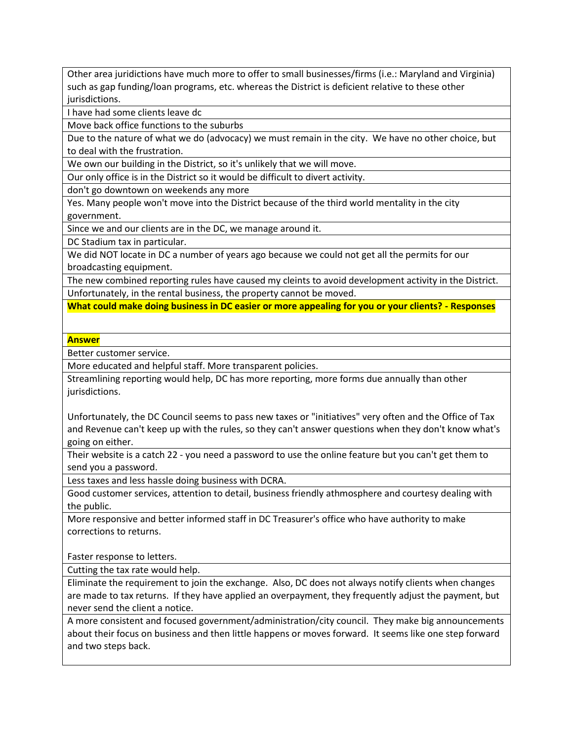| |
|---|
| Other area juridictions have much more to offer to small businesses/firms (i.e.: Maryland and Virginia) such as gap funding/loan programs, etc. whereas the District is deficient relative to these other jurisdictions. |
| I have had some clients leave dc |
| Move back office functions to the suburbs |
| Due to the nature of what we do (advocacy) we must remain in the city. We have no other choice, but to deal with the frustration. |
| We own our building in the District, so it's unlikely that we will move. |
| Our only office is in the District so it would be difficult to divert activity. |
| don't go downtown on weekends any more |
| Yes. Many people won't move into the District because of the third world mentality in the city government. |
| Since we and our clients are in the DC, we manage around it. |
| DC Stadium tax in particular. |
| We did NOT locate in DC a number of years ago because we could not get all the permits for our broadcasting equipment. |
| The new combined reporting rules have caused my cleints to avoid development activity in the District. |
| Unfortunately, in the rental business, the property cannot be moved. |

**What could make doing business in DC easier or more appealing for you or your clients? - Responses**

| **Answer** |
|---|
| Better customer service. |
| More educated and helpful staff. More transparent policies. |
| Streamlining reporting would help, DC has more reporting, more forms due annually than other jurisdictions.<br><br>Unfortunately, the DC Council seems to pass new taxes or "initiatives" very often and the Office of Tax and Revenue can't keep up with the rules, so they can't answer questions when they don't know what's going on either. |
| Their website is a catch 22 - you need a password to use the online feature but you can't get them to send you a password. |
| Less taxes and less hassle doing business with DCRA. |
| Good customer services, attention to detail, business friendly athmosphere and courtesy dealing with the public. |
| More responsive and better informed staff in DC Treasurer's office who have authority to make corrections to returns.<br><br>Faster response to letters. |
| Cutting the tax rate would help. |
| Eliminate the requirement to join the exchange. Also, DC does not always notify clients when changes are made to tax returns. If they have applied an overpayment, they frequently adjust the payment, but never send the client a notice. |
| A more consistent and focused government/administration/city council. They make big announcements about their focus on business and then little happens or moves forward. It seems like one step forward and two steps back. |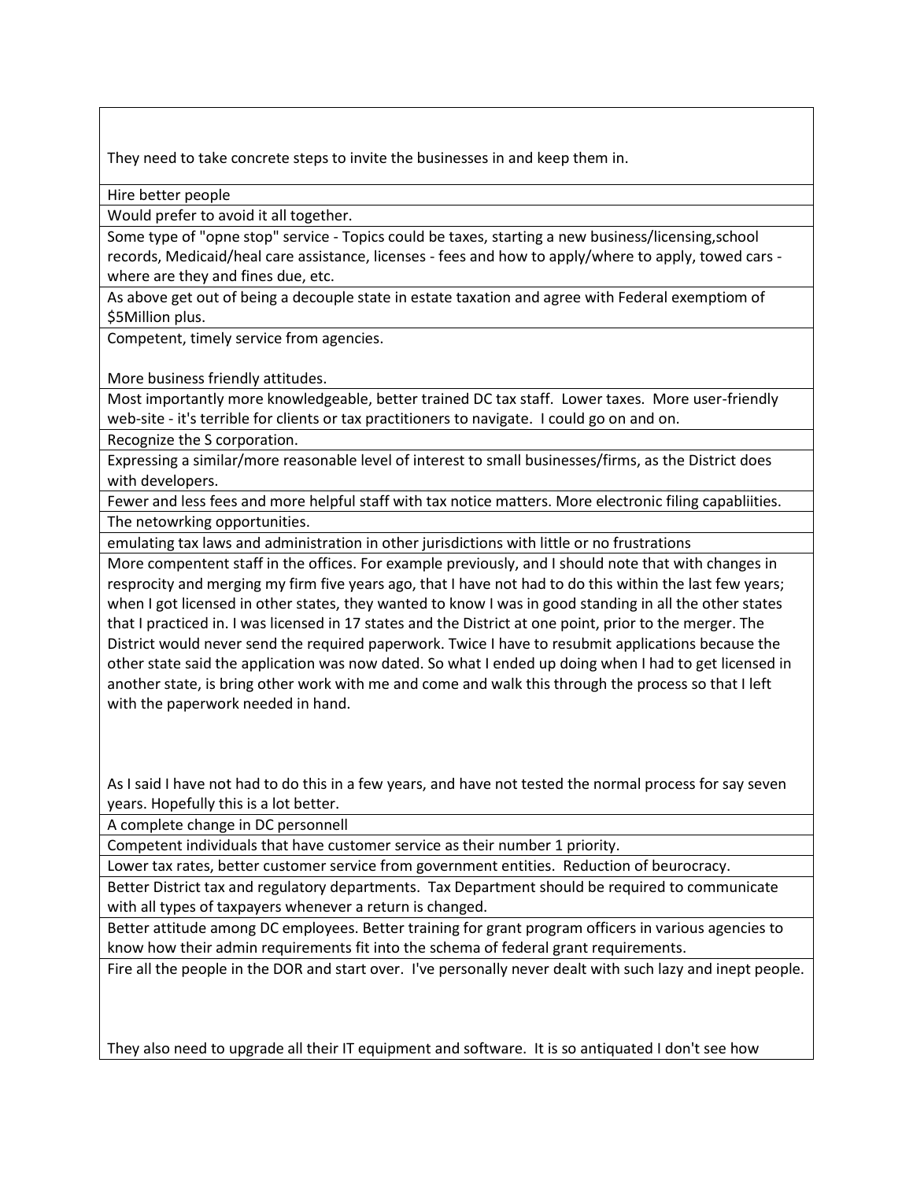| |
|---|
| They need to take concrete steps to invite the businesses in and keep them in. |
| Hire better people |
| Would prefer to avoid it all together. |
| Some type of "opne stop" service - Topics could be taxes, starting a new business/licensing,school records, Medicaid/heal care assistance, licenses - fees and how to apply/where to apply, towed cars - where are they and fines due, etc. |
| As above get out of being a decouple state in estate taxation and agree with Federal exemptiom of $5Million plus. |
| Competent, timely service from agencies.<br><br>More business friendly attitudes. |
| Most importantly more knowledgeable, better trained DC tax staff. Lower taxes. More user-friendly web-site - it's terrible for clients or tax practitioners to navigate. I could go on and on. |
| Recognize the S corporation. |
| Expressing a similar/more reasonable level of interest to small businesses/firms, as the District does with developers. |
| Fewer and less fees and more helpful staff with tax notice matters. More electronic filing capabliities. |
| The netowrking opportunities. |
| emulating tax laws and administration in other jurisdictions with little or no frustrations |
| More compentent staff in the offices. For example previously, and I should note that with changes in resprocity and merging my firm five years ago, that I have not had to do this within the last few years; when I got licensed in other states, they wanted to know I was in good standing in all the other states that I practiced in. I was licensed in 17 states and the District at one point, prior to the merger. The District would never send the required paperwork. Twice I have to resubmit applications because the other state said the application was now dated. So what I ended up doing when I had to get licensed in another state, is bring other work with me and come and walk this through the process so that I left with the paperwork needed in hand.<br><br>As I said I have not had to do this in a few years, and have not tested the normal process for say seven years. Hopefully this is a lot better. |
| A complete change in DC personnell |
| Competent individuals that have customer service as their number 1 priority. |
| Lower tax rates, better customer service from government entities. Reduction of beurocracy. |
| Better District tax and regulatory departments. Tax Department should be required to communicate with all types of taxpayers whenever a return is changed. |
| Better attitude among DC employees. Better training for grant program officers in various agencies to know how their admin requirements fit into the schema of federal grant requirements. |
| Fire all the people in the DOR and start over. I've personally never dealt with such lazy and inept people.<br><br>They also need to upgrade all their IT equipment and software. It is so antiquated I don't see how |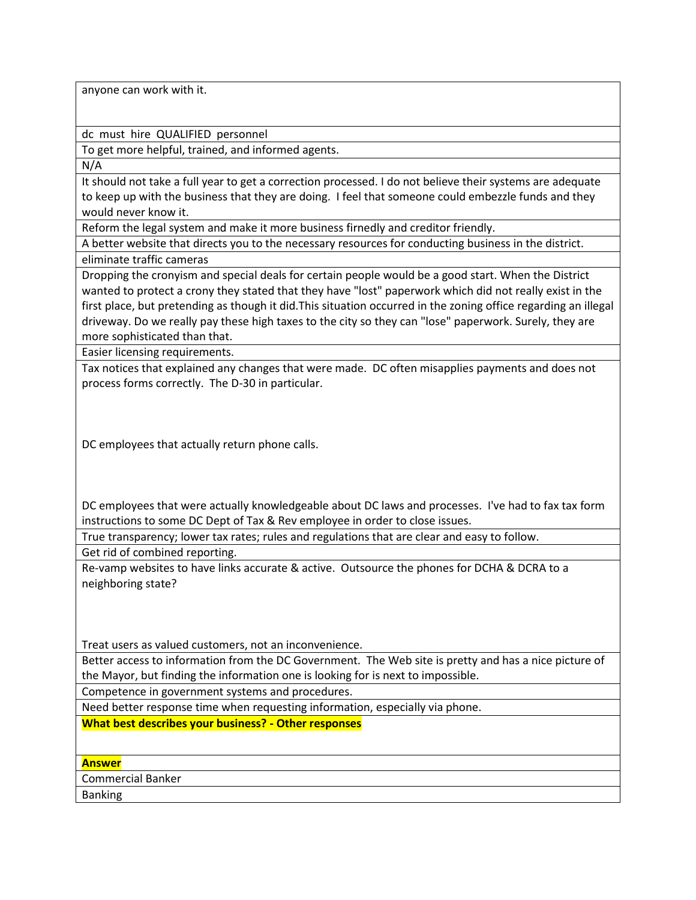| anyone can work with it. |
| --- |
| dc must hire QUALIFIED personnel |
| To get more helpful, trained, and informed agents. |
| N/A |
| It should not take a full year to get a correction processed. I do not believe their systems are adequate to keep up with the business that they are doing. I feel that someone could embezzle funds and they would never know it. |
| Reform the legal system and make it more business firnedly and creditor friendly. |
| A better website that directs you to the necessary resources for conducting business in the district. |
| eliminate traffic cameras |
| Dropping the cronyism and special deals for certain people would be a good start. When the District wanted to protect a crony they stated that they have "lost" paperwork which did not really exist in the first place, but pretending as though it did.This situation occurred in the zoning office regarding an illegal driveway. Do we really pay these high taxes to the city so they can "lose" paperwork. Surely, they are more sophisticated than that. |
| Easier licensing requirements. |
| Tax notices that explained any changes that were made. DC often misapplies payments and does not process forms correctly. The D-30 in particular. <br><br> DC employees that actually return phone calls. <br><br> DC employees that were actually knowledgeable about DC laws and processes. I've had to fax tax form instructions to some DC Dept of Tax & Rev employee in order to close issues. |
| True transparency; lower tax rates; rules and regulations that are clear and easy to follow. |
| Get rid of combined reporting. |
| Re-vamp websites to have links accurate & active. Outsource the phones for DCHA & DCRA to a neighboring state? <br><br> Treat users as valued customers, not an inconvenience. |
| Better access to information from the DC Government. The Web site is pretty and has a nice picture of the Mayor, but finding the information one is looking for is next to impossible. |
| Competence in government systems and procedures. |
| Need better response time when requesting information, especially via phone. |

| **What best describes your business? - Other responses** |
| --- |
| **Answer** |
| Commercial Banker |
| Banking |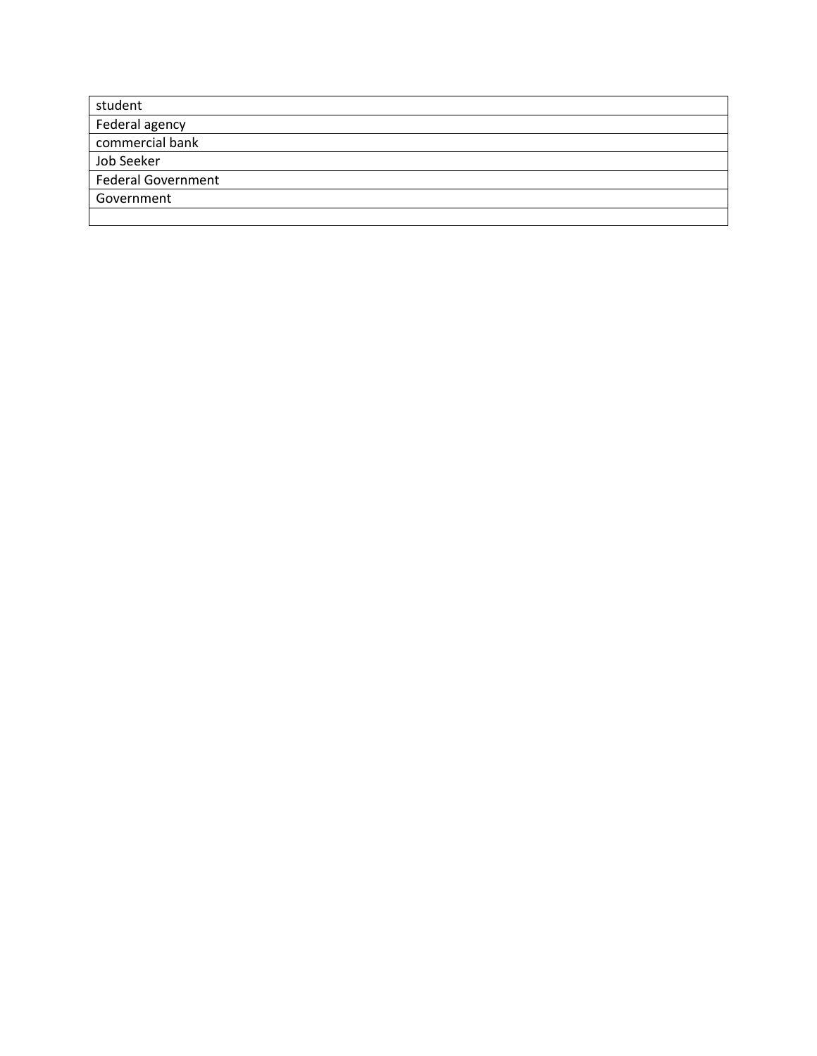| |
|---|
| student |
| Federal agency |
| commercial bank |
| Job Seeker |
| Federal Government |
| Government |
| |